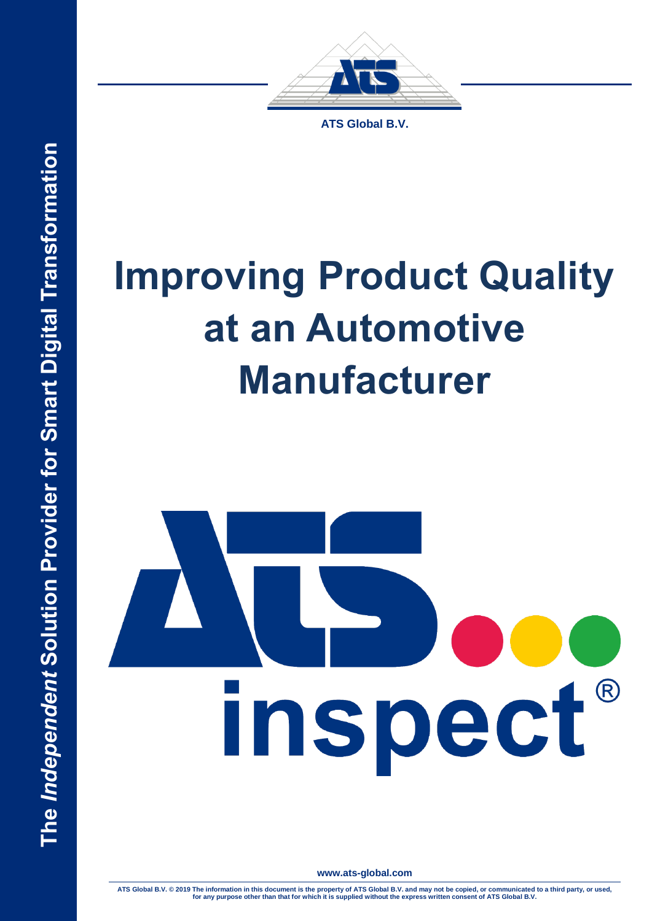ATS Global B.V.

The *Independent* Solution Provider for Smart Digital Transformation

# Improving Product Quality at an Automotive Manufacturer

www.ats-global.com

ATS Global B.V. © 2019 The information in this document is the property of ATS Global B.V. and may not be copied, or communicated to a third party, or used, for any purpose other than that for which it is supplied without the express written consent of ATS Global B.V.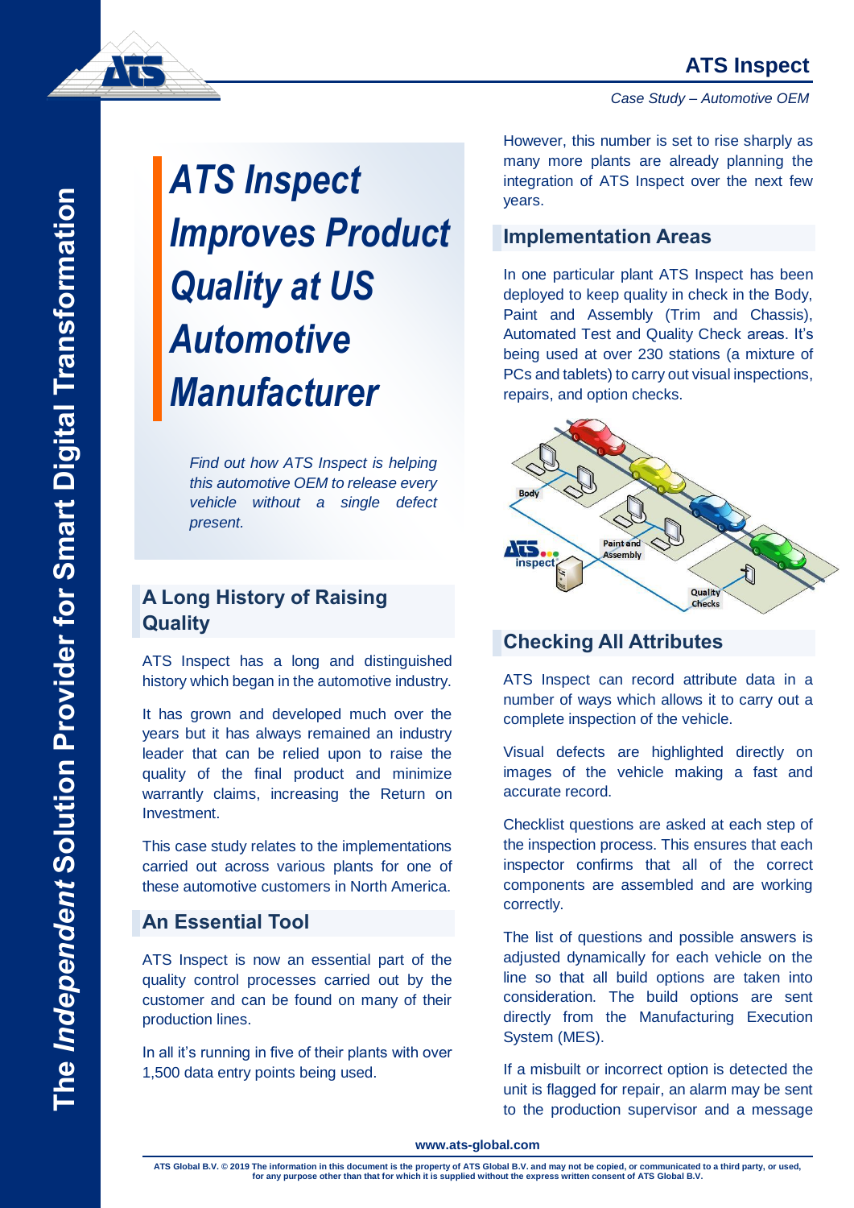# ATS Inspect Improves Product Quality at US Automotive Manufacturer

*Find out how ATS Inspect is helping this automotive OEM to release every vehicle without a single defect present.*

## A Long History of Raising Quality

ATS Inspect has a long and distinguished history which began in the automotive industry.

It has grown and developed much over the years but it has always remained an industry leader that can be relied upon to raise the quality of the final product and minimize warrantly claims, increasing the Return on Investment.

This case study relates to the implementations carried out across various plants for one of these automotive customers in North America.

## An Essential Tool

ATS Inspect is now an essential part of the quality control processes carried out by the customer and can be found on many of their production lines.

In all it's running in five of their plants with over 1,500 data entry points being used.

However, this number is set to rise sharply as many more plants are already planning the integration of ATS Inspect over the next few years.

## Implementation Areas

In one particular plant ATS Inspect has been deployed to keep quality in check in the Body, Paint and Assembly (Trim and Chassis), Automated Test and Quality Check areas. It's being used at over 230 stations (a mixture of PCs and tablets) to carry out visual inspections, repairs, and option checks.

## Checking All Attributes

ATS Inspect can record attribute data in a number of ways which allows it to carry out a complete inspection of the vehicle.

Visual defects are highlighted directly on images of the vehicle making a fast and accurate record.

Checklist questions are asked at each step of the inspection process. This ensures that each inspector confirms that all of the correct components are assembled and are working correctly.

The list of questions and possible answers is adjusted dynamically for each vehicle on the line so that all build options are taken into consideration. The build options are sent directly from the Manufacturing Execution System (MES).

If a misbuilt or incorrect option is detected the unit is flagged for repair, an alarm may be sent to the production supervisor and a message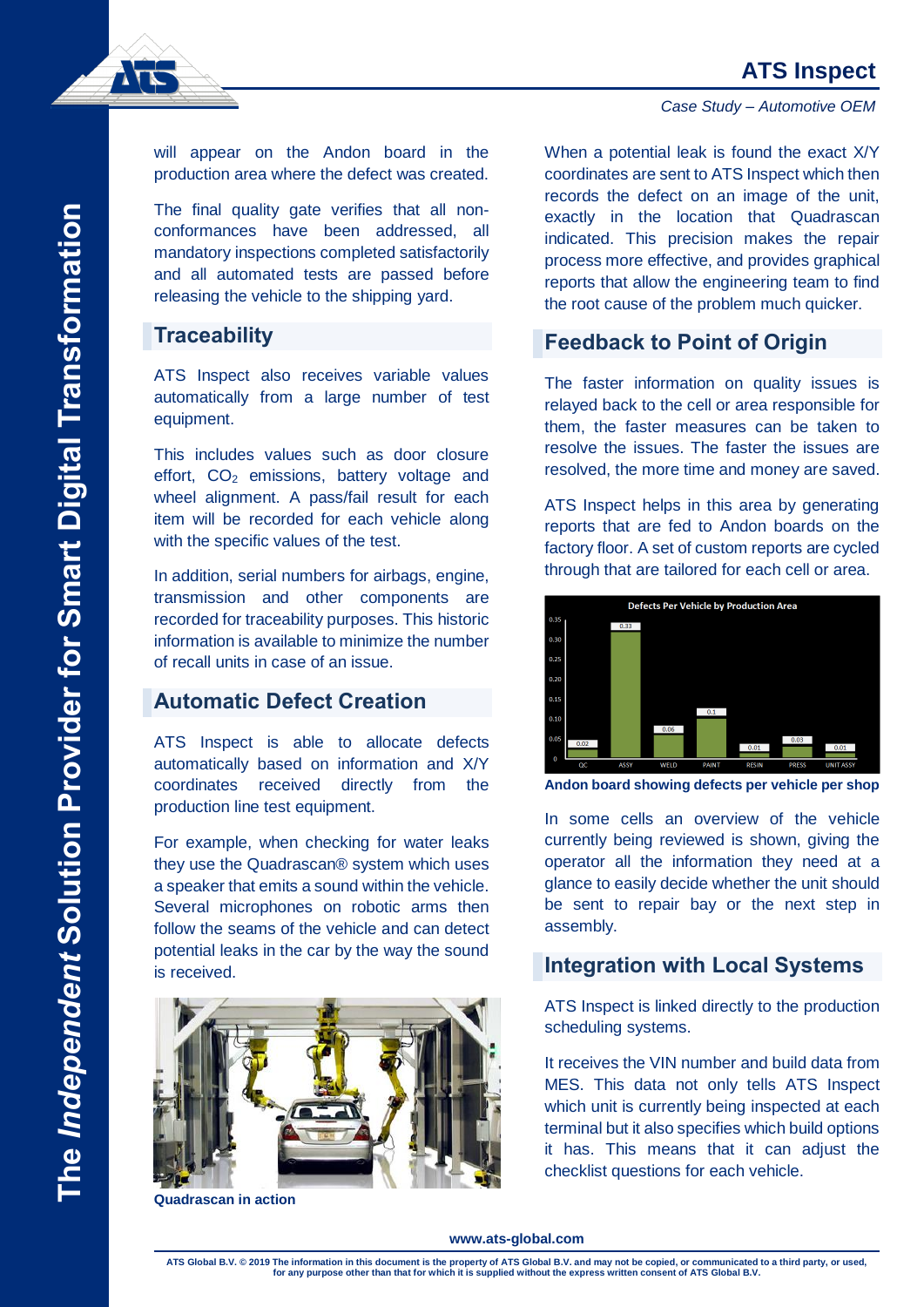will appear on the Andon board in the production area where the defect was created.

The final quality gate verifies that all non-conformances have been addressed, all mandatory inspections completed satisfactorily and all automated tests are passed before releasing the vehicle to the shipping yard.

## Traceability

ATS Inspect also receives variable values automatically from a large number of test equipment.

This includes values such as door closure effort, $CO_2$ emissions, battery voltage and wheel alignment. A pass/fail result for each item will be recorded for each vehicle along with the specific values of the test.

In addition, serial numbers for airbags, engine, transmission and other components are recorded for traceability purposes. This historic information is available to minimize the number of recall units in case of an issue.

## Automatic Defect Creation

ATS Inspect is able to allocate defects automatically based on information and X/Y coordinates received directly from the production line test equipment.

For example, when checking for water leaks they use the Quadrascan® system which uses a speaker that emits a sound within the vehicle. Several microphones on robotic arms then follow the seams of the vehicle and can detect potential leaks in the car by the way the sound is received.

**Quadrascan in action**

When a potential leak is found the exact X/Y coordinates are sent to ATS Inspect which then records the defect on an image of the unit, exactly in the location that Quadrascan indicated. This precision makes the repair process more effective, and provides graphical reports that allow the engineering team to find the root cause of the problem much quicker.

## Feedback to Point of Origin

The faster information on quality issues is relayed back to the cell or area responsible for them, the faster measures can be taken to resolve the issues. The faster the issues are resolved, the more time and money are saved.

ATS Inspect helps in this area by generating reports that are fed to Andon boards on the factory floor. A set of custom reports are cycled through that are tailored for each cell or area.

**Andon board showing defects per vehicle per shop**

In some cells an overview of the vehicle currently being reviewed is shown, giving the operator all the information they need at a glance to easily decide whether the unit should be sent to repair bay or the next step in assembly.

## Integration with Local Systems

ATS Inspect is linked directly to the production scheduling systems.

It receives the VIN number and build data from MES. This data not only tells ATS Inspect which unit is currently being inspected at each terminal but it also specifies which build options it has. This means that it can adjust the checklist questions for each vehicle.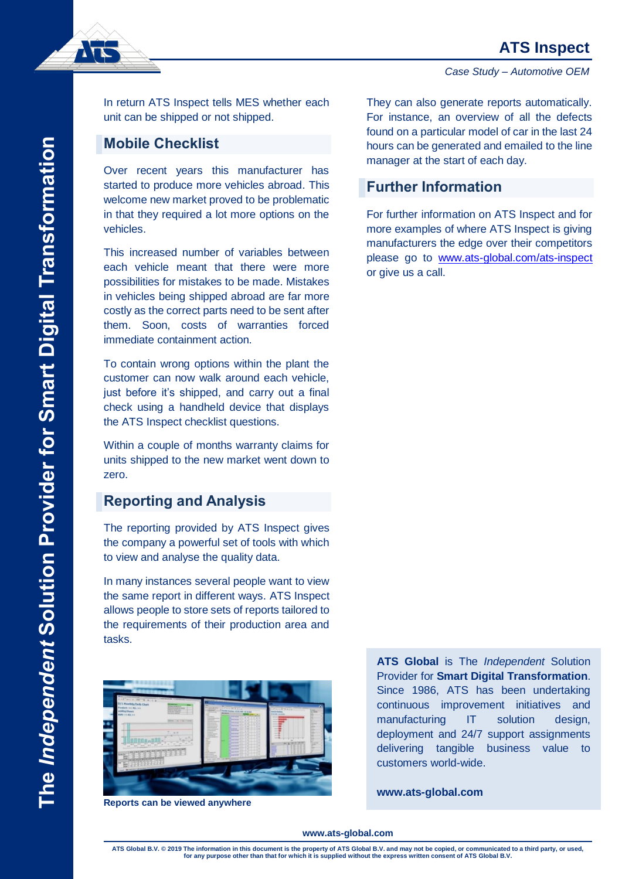In return ATS Inspect tells MES whether each unit can be shipped or not shipped.

## Mobile Checklist

Over recent years this manufacturer has started to produce more vehicles abroad. This welcome new market proved to be problematic in that they required a lot more options on the vehicles.

This increased number of variables between each vehicle meant that there were more possibilities for mistakes to be made. Mistakes in vehicles being shipped abroad are far more costly as the correct parts need to be sent after them. Soon, costs of warranties forced immediate containment action.

To contain wrong options within the plant the customer can now walk around each vehicle, just before it's shipped, and carry out a final check using a handheld device that displays the ATS Inspect checklist questions.

Within a couple of months warranty claims for units shipped to the new market went down to zero.

## Reporting and Analysis

The reporting provided by ATS Inspect gives the company a powerful set of tools with which to view and analyse the quality data.

In many instances several people want to view the same report in different ways. ATS Inspect allows people to store sets of reports tailored to the requirements of their production area and tasks.

**Reports can be viewed anywhere**

They can also generate reports automatically. For instance, an overview of all the defects found on a particular model of car in the last 24 hours can be generated and emailed to the line manager at the start of each day.

## Further Information

For further information on ATS Inspect and for more examples of where ATS Inspect is giving manufacturers the edge over their competitors please go to www.ats-global.com/ats-inspect or give us a call.

**ATS Global** is The *Independent* Solution Provider for **Smart Digital Transformation**. Since 1986, ATS has been undertaking continuous improvement initiatives and manufacturing IT solution design, deployment and 24/7 support assignments delivering tangible business value to customers world-wide.

**www.ats-global.com**